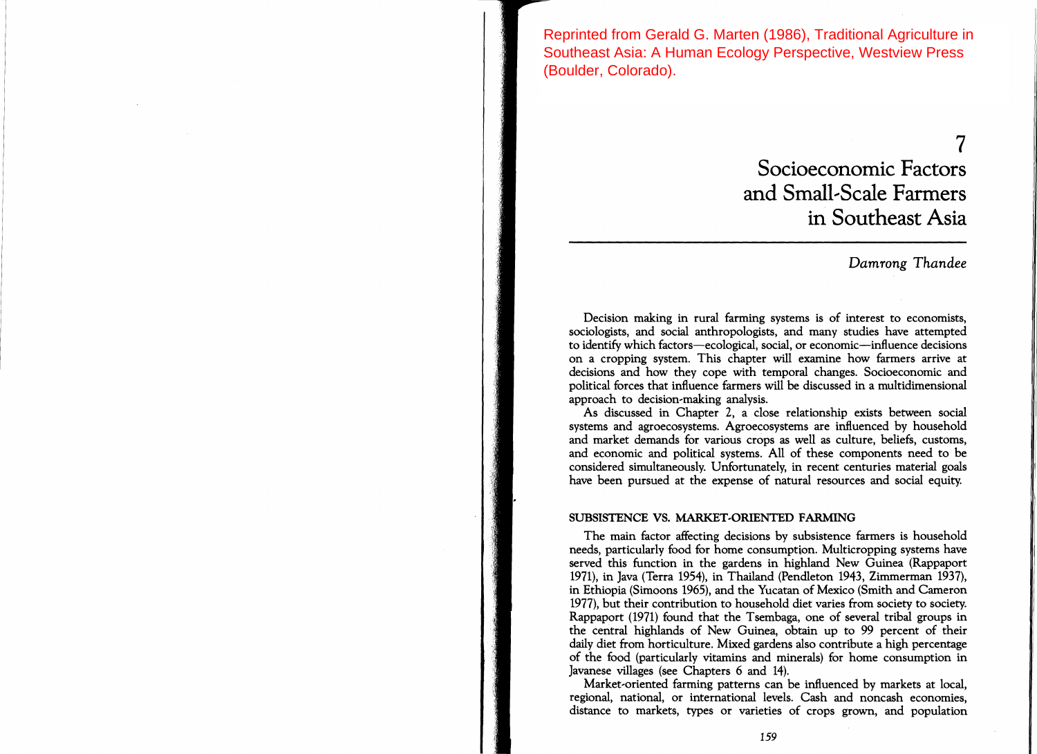Reprinted from Gerald G. Marten (1986), Traditional Agriculture in Southeast Asia: A Human Ecology Perspective, Westview Press (Boulder, Colorado).

# 7 Socioeconomic Factors and Small-Scale Farmers in Southeast Asia

*Damrong Thandee*

Decision making in rural farming systems is of interest to economists, sociologists, and social anthropologists, and many studies have attempted to identify which factors—ecological, social, or economic—influence decisions on a cropping system. This chapter will examine how farmers arrive at decisions and how they cope with temporal changes. Socioeconomic and political forces that influence farmers will be discussed in a multidimensional approach to decision-making analysis.

As discussed in Chapter 2, a close relationship exists between social systems and agroecosystems. Agroecosystems are influenced by household and market demands for various crops as well as culture, beliefs, customs, and economic and political systems. All of these components need to be considered simultaneously. Unfortunately, in recent centuries material goals have been pursued at the expense of natural resources and social equity.

## SUBSISTENCE VS. MARKET-ORIENTED FARMING

The main factor affecting decisions by subsistence farmers is household needs, particularly food for home consumption. Multicropping systems have served this function in the gardens in highland New Guinea (Rappaport 1971), in Java (Terra 1954), in Thailand (Pendleton 1943, Zimmerman 1937), in Ethiopia (Simoons 1965), and the Yucatan of Mexico (Smith and Cameron 1977), but their contribution to household diet varies from society to society. Rappaport (1971) found that the Tsembaga, one of several tribal groups in the central highlands of New Guinea, obtain up to 99 percent of their daily diet from horticulture. Mixed gardens also contribute a high percentage of the food (particularly vitamins and minerals) for home consumption in Javanese villages (see Chapters 6 and 14).

Market-oriented farming patterns can be influenced by markets at local, regional, national, or international levels. Cash and noncash economies, distance to markets, types or varieties of crops grown, and population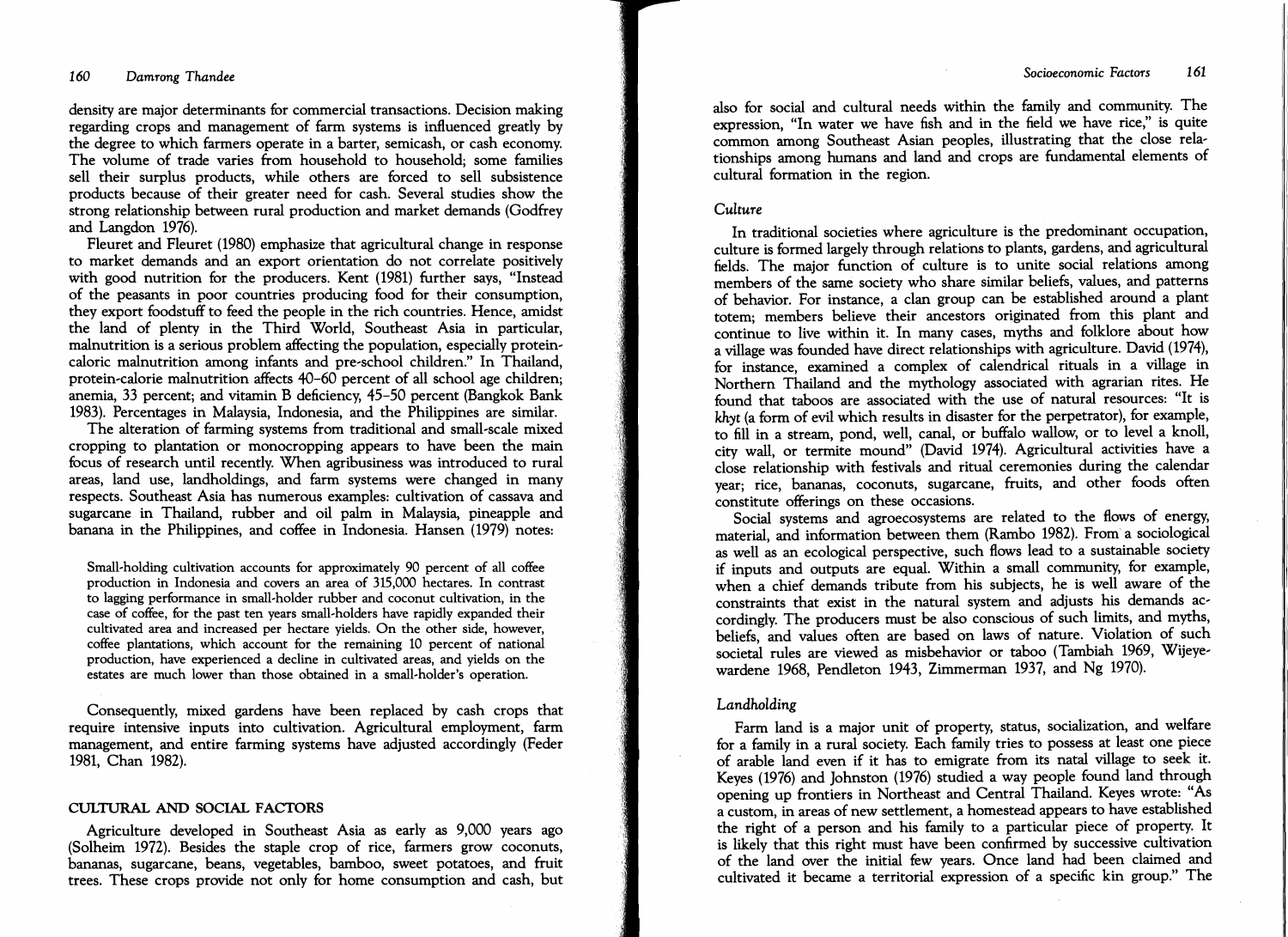density are major determinants for commercial transactions. Decision making regarding crops and management of farm systems is influenced greatly by the degree to which farmers operate in a barter, semicash, or cash economy. The volume of trade varies from household to household; some families sell their surplus products, while others are forced to sell subsistence products because of their greater need for cash. Several studies show the strong relationship between rural production and market demands (Godfrey and Langdon 1976).

Fleuret and Fleuret (1980) emphasize that agricultural change in response to market demands and an export orientation do not correlate positively with good nutrition for the producers. Kent (1981) further says, "Instead of the peasants in poor countries producing food for their consumption, they export foodstuff to feed the people in the rich countries. Hence, amidst the land of plenty in the Third World, Southeast Asia in particular, malnutrition is a serious problem affecting the population, especially protein-caloric malnutrition among infants and pre-school children." In Thailand, protein-calorie malnutrition affects 40–60 percent of all school age children; anemia, 33 percent; and vitamin B deficiency, 45–50 percent (Bangkok Bank 1983). Percentages in Malaysia, Indonesia, and the Philippines are similar.

The alteration of farming systems from traditional and small-scale mixed cropping to plantation or monocropping appears to have been the main focus of research until recently. When agribusiness was introduced to rural areas, land use, landholdings, and farm systems were changed in many respects. Southeast Asia has numerous examples: cultivation of cassava and sugarcane in Thailand, rubber and oil palm in Malaysia, pineapple and banana in the Philippines, and coffee in Indonesia. Hansen (1979) notes:

> Small-holding cultivation accounts for approximately 90 percent of all coffee production in Indonesia and covers an area of 315,000 hectares. In contrast to lagging performance in small-holder rubber and coconut cultivation, in the case of coffee, for the past ten years small-holders have rapidly expanded their cultivated area and increased per hectare yields. On the other side, however, coffee plantations, which account for the remaining 10 percent of national production, have experienced a decline in cultivated areas, and yields on the estates are much lower than those obtained in a small-holder's operation.

Consequently, mixed gardens have been replaced by cash crops that require intensive inputs into cultivation. Agricultural employment, farm management, and entire farming systems have adjusted accordingly (Feder 1981, Chan 1982).

## CULTURAL AND SOCIAL FACTORS

Agriculture developed in Southeast Asia as early as 9,000 years ago (Solheim 1972). Besides the staple crop of rice, farmers grow coconuts, bananas, sugarcane, beans, vegetables, bamboo, sweet potatoes, and fruit trees. These crops provide not only for home consumption and cash, but also for social and cultural needs within the family and community. The expression, "In water we have fish and in the field we have rice," is quite common among Southeast Asian peoples, illustrating that the close relationships among humans and land and crops are fundamental elements of cultural formation in the region.

### *Culture*

In traditional societies where agriculture is the predominant occupation, culture is formed largely through relations to plants, gardens, and agricultural fields. The major function of culture is to unite social relations among members of the same society who share similar beliefs, values, and patterns of behavior. For instance, a clan group can be established around a plant totem; members believe their ancestors originated from this plant and continue to live within it. In many cases, myths and folklore about how a village was founded have direct relationships with agriculture. David (1974), for instance, examined a complex of calendrical rituals in a village in Northern Thailand and the mythology associated with agrarian rites. He found that taboos are associated with the use of natural resources: "It is *khyt* (a form of evil which results in disaster for the perpetrator), for example, to fill in a stream, pond, well, canal, or buffalo wallow, or to level a knoll, city wall, or termite mound" (David 1974). Agricultural activities have a close relationship with festivals and ritual ceremonies during the calendar year; rice, bananas, coconuts, sugarcane, fruits, and other foods often constitute offerings on these occasions.

Social systems and agroecosystems are related to the flows of energy, material, and information between them (Rambo 1982). From a sociological as well as an ecological perspective, such flows lead to a sustainable society if inputs and outputs are equal. Within a small community, for example, when a chief demands tribute from his subjects, he is well aware of the constraints that exist in the natural system and adjusts his demands accordingly. The producers must be also conscious of such limits, and myths, beliefs, and values often are based on laws of nature. Violation of such societal rules are viewed as misbehavior or taboo (Tambiah 1969, Wijeyewardene 1968, Pendleton 1943, Zimmerman 1937, and Ng 1970).

### *Landholding*

Farm land is a major unit of property, status, socialization, and welfare for a family in a rural society. Each family tries to possess at least one piece of arable land even if it has to emigrate from its natal village to seek it. Keyes (1976) and Johnston (1976) studied a way people found land through opening up frontiers in Northeast and Central Thailand. Keyes wrote: "As a custom, in areas of new settlement, a homestead appears to have established the right of a person and his family to a particular piece of property. It is likely that this right must have been confirmed by successive cultivation of the land over the initial few years. Once land had been claimed and cultivated it became a territorial expression of a specific kin group." The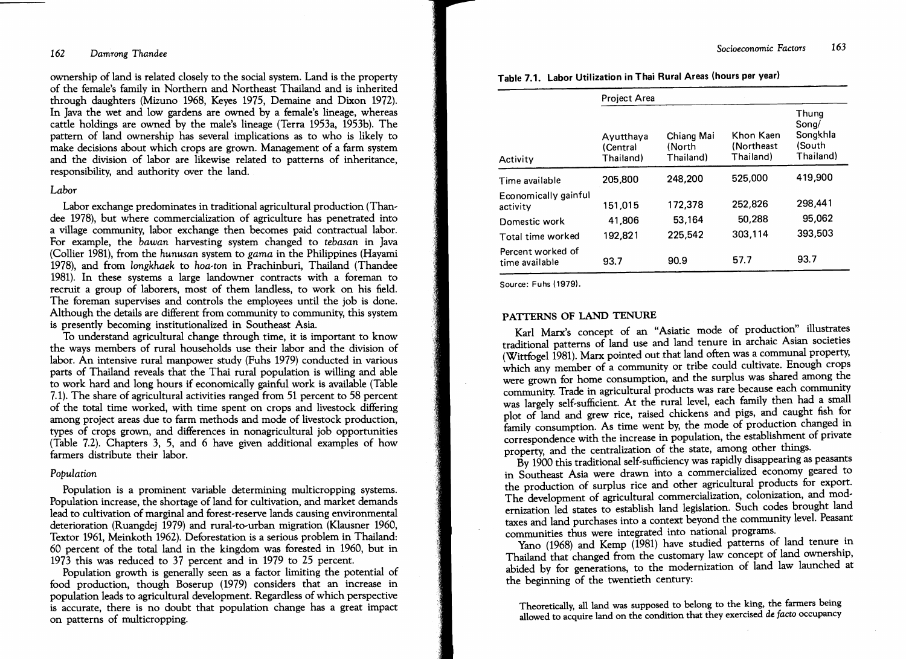ownership of land is related closely to the social system. Land is the property of the female's family in Northern and Northeast Thailand and is inherited through daughters (Mizuno 1968, Keyes 1975, Demaine and Dixon 1972). In Java the wet and low gardens are owned by a female's lineage, whereas cattle holdings are owned by the male's lineage (Terra 1953a, 1953b). The pattern of land ownership has several implications as to who is likely to make decisions about which crops are grown. Management of a farm system and the division of labor are likewise related to patterns of inheritance, responsibility, and authority over the land.

### *Labor*

Labor exchange predominates in traditional agricultural production (Thandee 1978), but where commercialization of agriculture has penetrated into a village community, labor exchange then becomes paid contractual labor. For example, the *bawan* harvesting system changed to *tebasan* in Java (Collier 1981), from the *hunusan* system to *gama* in the Philippines (Hayami 1978), and from *longkhaek* to *hoa-ton* in Prachinburi, Thailand (Thandee 1981). In these systems a large landowner contracts with a foreman to recruit a group of laborers, most of them landless, to work on his field. The foreman supervises and controls the employees until the job is done. Although the details are different from community to community, this system is presently becoming institutionalized in Southeast Asia.

To understand agricultural change through time, it is important to know the ways members of rural households use their labor and the division of labor. An intensive rural manpower study (Fuhs 1979) conducted in various parts of Thailand reveals that the Thai rural population is willing and able to work hard and long hours if economically gainful work is available (Table 7.1). The share of agricultural activities ranged from 51 percent to 58 percent of the total time worked, with time spent on crops and livestock differing among project areas due to farm methods and mode of livestock production, types of crops grown, and differences in nonagricultural job opportunities (Table 7.2). Chapters 3, 5, and 6 have given additional examples of how farmers distribute their labor.

### *Population*

Population is a prominent variable determining multicropping systems. Population increase, the shortage of land for cultivation, and market demands lead to cultivation of marginal and forest-reserve lands causing environmental deterioration (Ruangdej 1979) and rural-to-urban migration (Klausner 1960, Textor 1961, Meinkoth 1962). Deforestation is a serious problem in Thailand: 60 percent of the total land in the kingdom was forested in 1960, but in 1973 this was reduced to 37 percent and in 1979 to 25 percent.

Population growth is generally seen as a factor limiting the potential of food production, though Boserup (1979) considers that an increase in population leads to agricultural development. Regardless of which perspective is accurate, there is no doubt that population change has a great impact on patterns of multicropping.

**Table 7.1. Labor Utilization in Thai Rural Areas (hours per year)**

| | Project Area | | | |
|---|---|---|---|---|
| Activity | Ayutthaya (Central Thailand) | Chiang Mai (North Thailand) | Khon Kaen (Northeast Thailand) | Thung Song/ Songkhla (South Thailand) |
| Time available | 205,800 | 248,200 | 525,000 | 419,900 |
| Economically gainful activity | 151,015 | 172,378 | 252,826 | 298,441 |
| Domestic work | 41,806 | 53,164 | 50,288 | 95,062 |
| Total time worked | 192,821 | 225,542 | 303,114 | 393,503 |
| Percent worked of time available | 93.7 | 90.9 | 57.7 | 93.7 |

Source: Fuhs (1979).

## PATTERNS OF LAND TENURE

Karl Marx's concept of an "Asiatic mode of production" illustrates traditional patterns of land use and land tenure in archaic Asian societies (Wittfogel 1981). Marx pointed out that land often was a communal property, which any member of a community or tribe could cultivate. Enough crops were grown for home consumption, and the surplus was shared among the community. Trade in agricultural products was rare because each community was largely self-sufficient. At the rural level, each family then had a small plot of land and grew rice, raised chickens and pigs, and caught fish for family consumption. As time went by, the mode of production changed in correspondence with the increase in population, the establishment of private property, and the centralization of the state, among other things.

By 1900 this traditional self-sufficiency was rapidly disappearing as peasants in Southeast Asia were drawn into a commercialized economy geared to the production of surplus rice and other agricultural products for export. The development of agricultural commercialization, colonization, and modernization led states to establish land legislation. Such codes brought land taxes and land purchases into a context beyond the community level. Peasant communities thus were integrated into national programs.

Yano (1968) and Kemp (1981) have studied patterns of land tenure in Thailand that changed from the customary law concept of land ownership, abided by for generations, to the modernization of land law launched at the beginning of the twentieth century:

> Theoretically, all land was supposed to belong to the king, the farmers being allowed to acquire land on the condition that they exercised *de facto* occupancy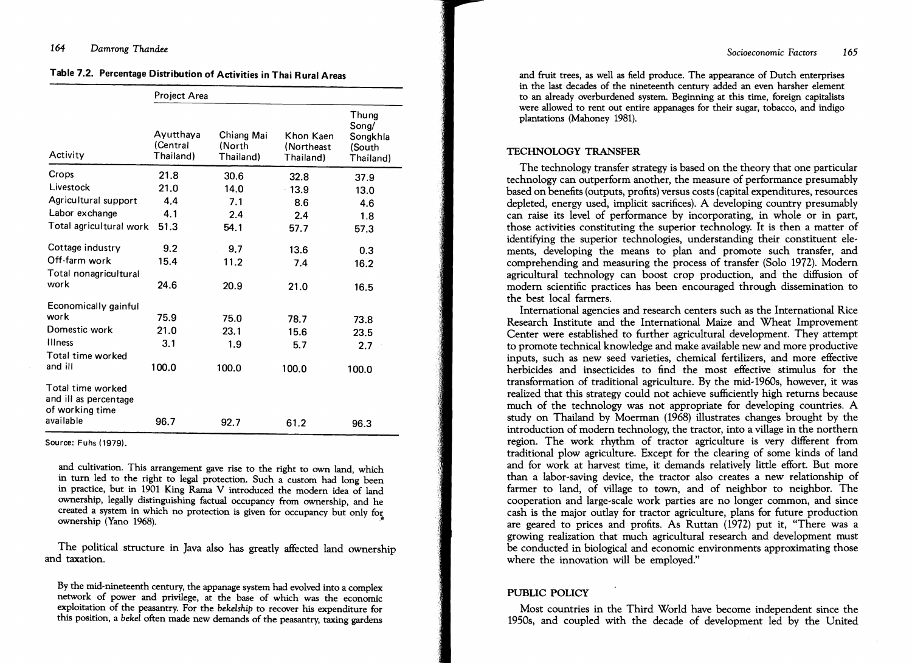**Table 7.2. Percentage Distribution of Activities in Thai Rural Areas**

| Activity | Project Area | | | |
|---|---|---|---|---|
| | Ayutthaya (Central Thailand) | Chiang Mai (North Thailand) | Khon Kaen (Northeast Thailand) | Thung Song/ Songkhla (South Thailand) |
| Crops | 21.8 | 30.6 | 32.8 | 37.9 |
| Livestock | 21.0 | 14.0 | 13.9 | 13.0 |
| Agricultural support | 4.4 | 7.1 | 8.6 | 4.6 |
| Labor exchange | 4.1 | 2.4 | 2.4 | 1.8 |
| Total agricultural work | 51.3 | 54.1 | 57.7 | 57.3 |
| Cottage industry | 9.2 | 9.7 | 13.6 | 0.3 |
| Off-farm work | 15.4 | 11.2 | 7.4 | 16.2 |
| Total nonagricultural work | 24.6 | 20.9 | 21.0 | 16.5 |
| Economically gainful work | 75.9 | 75.0 | 78.7 | 73.8 |
| Domestic work | 21.0 | 23.1 | 15.6 | 23.5 |
| Illness | 3.1 | 1.9 | 5.7 | 2.7 |
| Total time worked and ill | 100.0 | 100.0 | 100.0 | 100.0 |
| Total time worked and ill as percentage of working time available | 96.7 | 92.7 | 61.2 | 96.3 |

Source: Fuhs (1979).

and cultivation. This arrangement gave rise to the right to own land, which in turn led to the right to legal protection. Such a custom had long been in practice, but in 1901 King Rama V introduced the modern idea of land ownership, legally distinguishing factual occupancy from ownership, and he created a system in which no protection is given for occupancy but only for ownership (Yano 1968).

The political structure in Java also has greatly affected land ownership and taxation.

> By the mid-nineteenth century, the appanage system had evolved into a complex network of power and privilege, at the base of which was the economic exploitation of the peasantry. For the *bekelship* to recover his expenditure for this position, a *bekel* often made new demands of the peasantry, taxing gardens and fruit trees, as well as field produce. The appearance of Dutch enterprises in the last decades of the nineteenth century added an even harsher element to an already overburdened system. Beginning at this time, foreign capitalists were allowed to rent out entire appanages for their sugar, tobacco, and indigo plantations (Mahoney 1981).

## TECHNOLOGY TRANSFER

The technology transfer strategy is based on the theory that one particular technology can outperform another, the measure of performance presumably based on benefits (outputs, profits) versus costs (capital expenditures, resources depleted, energy used, implicit sacrifices). A developing country presumably can raise its level of performance by incorporating, in whole or in part, those activities constituting the superior technology. It is then a matter of identifying the superior technologies, understanding their constituent elements, developing the means to plan and promote such transfer, and comprehending and measuring the process of transfer (Solo 1972). Modern agricultural technology can boost crop production, and the diffusion of modern scientific practices has been encouraged through dissemination to the best local farmers.

International agencies and research centers such as the International Rice Research Institute and the International Maize and Wheat Improvement Center were established to further agricultural development. They attempt to promote technical knowledge and make available new and more productive inputs, such as new seed varieties, chemical fertilizers, and more effective herbicides and insecticides to find the most effective stimulus for the transformation of traditional agriculture. By the mid-1960s, however, it was realized that this strategy could not achieve sufficiently high returns because much of the technology was not appropriate for developing countries. A study on Thailand by Moerman (1968) illustrates changes brought by the introduction of modern technology, the tractor, into a village in the northern region. The work rhythm of tractor agriculture is very different from traditional plow agriculture. Except for the clearing of some kinds of land and for work at harvest time, it demands relatively little effort. But more than a labor-saving device, the tractor also creates a new relationship of farmer to land, of village to town, and of neighbor to neighbor. The cooperation and large-scale work parties are no longer common, and since cash is the major outlay for tractor agriculture, plans for future production are geared to prices and profits. As Ruttan (1972) put it, "There was a growing realization that much agricultural research and development must be conducted in biological and economic environments approximating those where the innovation will be employed."

## PUBLIC POLICY

Most countries in the Third World have become independent since the 1950s, and coupled with the decade of development led by the United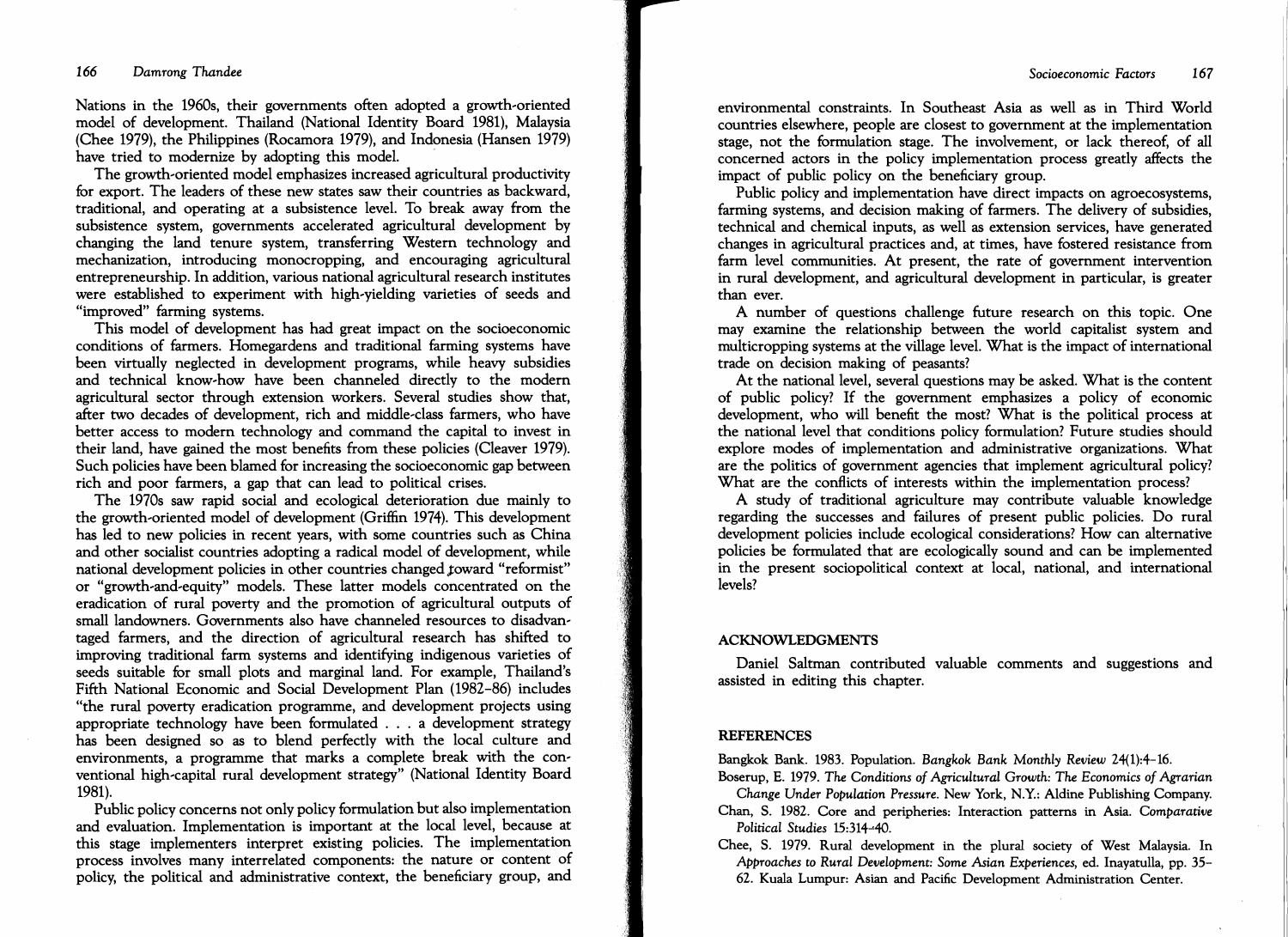Nations in the 1960s, their governments often adopted a growth-oriented model of development. Thailand (National Identity Board 1981), Malaysia (Chee 1979), the Philippines (Rocamora 1979), and Indonesia (Hansen 1979) have tried to modernize by adopting this model.

The growth-oriented model emphasizes increased agricultural productivity for export. The leaders of these new states saw their countries as backward, traditional, and operating at a subsistence level. To break away from the subsistence system, governments accelerated agricultural development by changing the land tenure system, transferring Western technology and mechanization, introducing monocropping, and encouraging agricultural entrepreneurship. In addition, various national agricultural research institutes were established to experiment with high-yielding varieties of seeds and "improved" farming systems.

This model of development has had great impact on the socioeconomic conditions of farmers. Homegardens and traditional farming systems have been virtually neglected in development programs, while heavy subsidies and technical know-how have been channeled directly to the modern agricultural sector through extension workers. Several studies show that, after two decades of development, rich and middle-class farmers, who have better access to modern technology and command the capital to invest in their land, have gained the most benefits from these policies (Cleaver 1979). Such policies have been blamed for increasing the socioeconomic gap between rich and poor farmers, a gap that can lead to political crises.

The 1970s saw rapid social and ecological deterioration due mainly to the growth-oriented model of development (Griffin 1974). This development has led to new policies in recent years, with some countries such as China and other socialist countries adopting a radical model of development, while national development policies in other countries changed toward "reformist" or "growth-and-equity" models. These latter models concentrated on the eradication of rural poverty and the promotion of agricultural outputs of small landowners. Governments also have channeled resources to disadvantaged farmers, and the direction of agricultural research has shifted to improving traditional farm systems and identifying indigenous varieties of seeds suitable for small plots and marginal land. For example, Thailand's Fifth National Economic and Social Development Plan (1982–86) includes "the rural poverty eradication programme, and development projects using appropriate technology have been formulated . . . a development strategy has been designed so as to blend perfectly with the local culture and environments, a programme that marks a complete break with the conventional high-capital rural development strategy" (National Identity Board 1981).

Public policy concerns not only policy formulation but also implementation and evaluation. Implementation is important at the local level, because at this stage implementers interpret existing policies. The implementation process involves many interrelated components: the nature or content of policy, the political and administrative context, the beneficiary group, and environmental constraints. In Southeast Asia as well as in Third World countries elsewhere, people are closest to government at the implementation stage, not the formulation stage. The involvement, or lack thereof, of all concerned actors in the policy implementation process greatly affects the impact of public policy on the beneficiary group.

Public policy and implementation have direct impacts on agroecosystems, farming systems, and decision making of farmers. The delivery of subsidies, technical and chemical inputs, as well as extension services, have generated changes in agricultural practices and, at times, have fostered resistance from farm level communities. At present, the rate of government intervention in rural development, and agricultural development in particular, is greater than ever.

A number of questions challenge future research on this topic. One may examine the relationship between the world capitalist system and multicropping systems at the village level. What is the impact of international trade on decision making of peasants?

At the national level, several questions may be asked. What is the content of public policy? If the government emphasizes a policy of economic development, who will benefit the most? What is the political process at the national level that conditions policy formulation? Future studies should explore modes of implementation and administrative organizations. What are the politics of government agencies that implement agricultural policy? What are the conflicts of interests within the implementation process?

A study of traditional agriculture may contribute valuable knowledge regarding the successes and failures of present public policies. Do rural development policies include ecological considerations? How can alternative policies be formulated that are ecologically sound and can be implemented in the present sociopolitical context at local, national, and international levels?

## ACKNOWLEDGMENTS

Daniel Saltman contributed valuable comments and suggestions and assisted in editing this chapter.

## REFERENCES

Bangkok Bank. 1983. Population. *Bangkok Bank Monthly Review* 24(1):4–16.

Boserup, E. 1979. *The Conditions of Agricultural Growth: The Economics of Agrarian Change Under Population Pressure.* New York, N.Y.: Aldine Publishing Company.

Chan, S. 1982. Core and peripheries: Interaction patterns in Asia. *Comparative Political Studies* 15:314–40.

Chee, S. 1979. Rural development in the plural society of West Malaysia. In *Approaches to Rural Development: Some Asian Experiences*, ed. Inayatulla, pp. 35–62. Kuala Lumpur: Asian and Pacific Development Administration Center.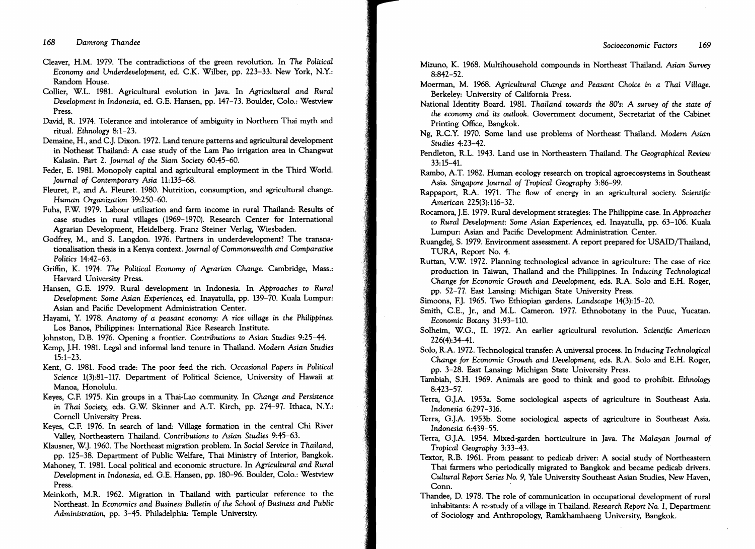Cleaver, H.M. 1979. The contradictions of the green revolution. In *The Political Economy and Underdevelopment*, ed. C.K. Wilber, pp. 223–33. New York, N.Y.: Random House.

Collier, W.L. 1981. Agricultural evolution in Java. In *Agricultural and Rural Development in Indonesia*, ed. G.E. Hansen, pp. 147–73. Boulder, Colo.: Westview Press.

David, R. 1974. Tolerance and intolerance of ambiguity in Northern Thai myth and ritual. *Ethnology* 8:1–23.

Demaine, H., and C.J. Dixon. 1972. Land tenure patterns and agricultural development in Notheast Thailand: A case study of the Lam Pao irrigation area in Changwat Kalasin. Part 2. *Journal of the Siam Society* 60:45–60.

Feder, E. 1981. Monopoly capital and agricultural employment in the Third World. *Journal of Contemporary Asia* 11:135–68.

Fleuret, P., and A. Fleuret. 1980. Nutrition, consumption, and agricultural change. *Human Organization* 39:250–60.

Fuhs, F.W. 1979. Labour utilization and farm income in rural Thailand: Results of case studies in rural villages (1969–1970). Research Center for International Agrarian Development, Heidelberg. Franz Steiner Verlag, Wiesbaden.

Godfrey, M., and S. Langdon. 1976. Partners in underdevelopment? The transnationalisation thesis in a Kenya context. *Journal of Commonwealth and Comparative Politics* 14:42–63.

Griffin, K. 1974. *The Political Economy of Agrarian Change*. Cambridge, Mass.: Harvard University Press.

Hansen, G.E. 1979. Rural development in Indonesia. In *Approaches to Rural Development: Some Asian Experiences*, ed. Inayatulla, pp. 139–70. Kuala Lumpur: Asian and Pacific Development Administration Center.

Hayami, Y. 1978. *Anatomy of a peasant economy: A rice village in the Philippines.* Los Banos, Philippines: International Rice Research Institute.

Johnston, D.B. 1976. Opening a frontier. *Contributions to Asian Studies* 9:25–44.

Kemp, J.H. 1981. Legal and informal land tenure in Thailand. *Modern Asian Studies* 15:1–23.

Kent, G. 1981. Food trade: The poor feed the rich. *Occasional Papers in Political Science* 1(3):81–117. Department of Political Science, University of Hawaii at Manoa, Honolulu.

Keyes, C.F. 1975. Kin groups in a Thai-Lao community. In *Change and Persistence in Thai Society*, eds. G.W. Skinner and A.T. Kirch, pp. 274–97. Ithaca, N.Y.: Cornell University Press.

Keyes, C.F. 1976. In search of land: Village formation in the central Chi River Valley, Northeastern Thailand. *Contributions to Asian Studies* 9:45–63.

Klausner, W.J. 1960. The Northeast migration problem. In *Social Service in Thailand*, pp. 125–38. Department of Public Welfare, Thai Ministry of Interior, Bangkok.

Mahoney, T. 1981. Local political and economic structure. In *Agricultural and Rural Development in Indonesia*, ed. G.E. Hansen, pp. 180–96. Boulder, Colo.: Westview Press.

Meinkoth, M.R. 1962. Migration in Thailand with particular reference to the Northeast. In *Economics and Business Bulletin of the School of Business and Public Administration*, pp. 3–45. Philadelphia: Temple University.

Mizuno, K. 1968. Multihousehold compounds in Northeast Thailand. *Asian Survey* 8:842–52.

Moerman, M. 1968. *Agricultural Change and Peasant Choice in a Thai Village*. Berkeley: University of California Press.

National Identity Board. 1981. *Thailand towards the 80's: A survey of the state of the economy and its outlook*. Government document, Secretariat of the Cabinet Printing Office, Bangkok.

Ng, R.C.Y. 1970. Some land use problems of Northeast Thailand. *Modern Asian Studies* 4:23–42.

Pendleton, R.L. 1943. Land use in Northeastern Thailand. *The Geographical Review* 33:15–41.

Rambo, A.T. 1982. Human ecology research on tropical agroecosystems in Southeast Asia. *Singapore Journal of Tropical Geography* 3:86–99.

Rappaport, R.A. 1971. The flow of energy in an agricultural society. *Scientific American* 225(3):116–32.

Rocamora, J.E. 1979. Rural development strategies: The Philippine case. In *Approaches to Rural Development: Some Asian Experiences*, ed. Inayatulla, pp. 63–106. Kuala Lumpur: Asian and Pacific Development Administration Center.

Ruangdej, S. 1979. Environment assessment. A report prepared for USAID/Thailand, TURA, Report No. 4.

Ruttan, V.W. 1972. Planning technological advance in agriculture: The case of rice production in Taiwan, Thailand and the Philippines. In *Inducing Technological Change for Economic Growth and Development*, eds. R.A. Solo and E.H. Roger, pp. 52–77. East Lansing: Michigan State University Press.

Simoons, F.J. 1965. Two Ethiopian gardens. *Landscape* 14(3):15–20.

Smith, C.E., Jr., and M.L. Cameron. 1977. Ethnobotany in the Puuc, Yucatan. *Economic Botany* 31:93–110.

Solheim, W.G., II. 1972. An earlier agricultural revolution. *Scientific American* 226(4):34–41.

Solo, R.A. 1972. Technological transfer: A universal process. In *Inducing Technological Change for Economic Growth and Development*, eds. R.A. Solo and E.H. Roger, pp. 3–28. East Lansing: Michigan State University Press.

Tambiah, S.H. 1969. Animals are good to think and good to prohibit. *Ethnology* 8:423–57.

Terra, G.J.A. 1953a. Some sociological aspects of agriculture in Southeast Asia. *Indonesia* 6:297–316.

Terra, G.J.A. 1953b. Some sociological aspects of agriculture in Southeast Asia. *Indonesia* 6:439–55.

Terra, G.J.A. 1954. Mixed-garden horticulture in Java. *The Malayan Journal of Tropical Geography* 3:33–43.

Textor, R.B. 1961. From peasant to pedicab driver: A social study of Northeastern Thai farmers who periodically migrated to Bangkok and became pedicab drivers. *Cultural Report Series No. 9*, Yale University Southeast Asian Studies, New Haven, Conn.

Thandee, D. 1978. The role of communication in occupational development of rural inhabitants: A re-study of a village in Thailand. *Research Report No. 1*, Department of Sociology and Anthropology, Ramkhamhaeng University, Bangkok.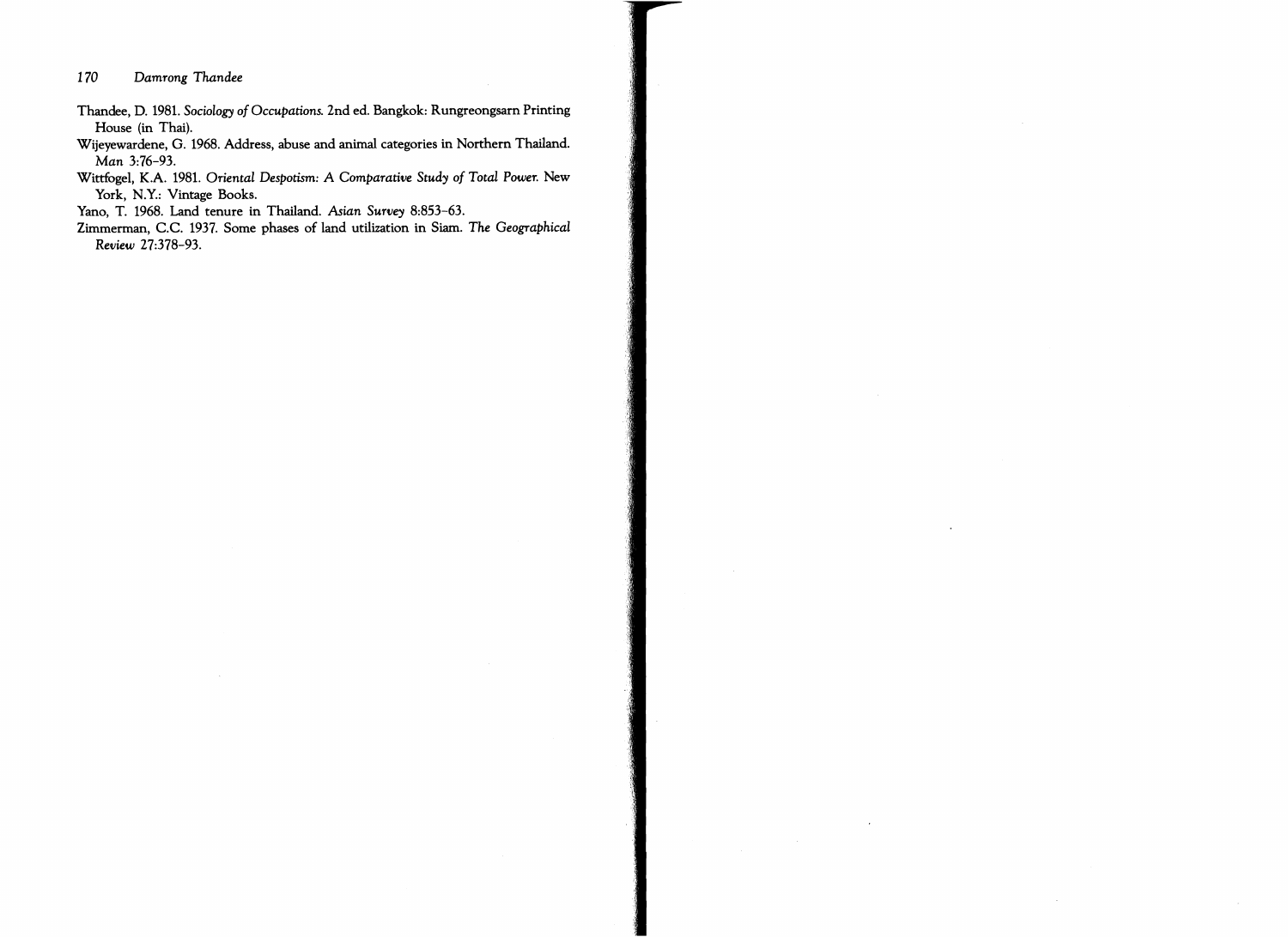Thandee, D. 1981. *Sociology of Occupations.* 2nd ed. Bangkok: Rungreongsarn Printing House (in Thai).

Wijeyewardene, G. 1968. Address, abuse and animal categories in Northern Thailand. *Man* 3:76–93.

Wittfogel, K.A. 1981. *Oriental Despotism: A Comparative Study of Total Power.* New York, N.Y.: Vintage Books.

Yano, T. 1968. Land tenure in Thailand. *Asian Survey* 8:853–63.

Zimmerman, C.C. 1937. Some phases of land utilization in Siam. *The Geographical Review* 27:378–93.